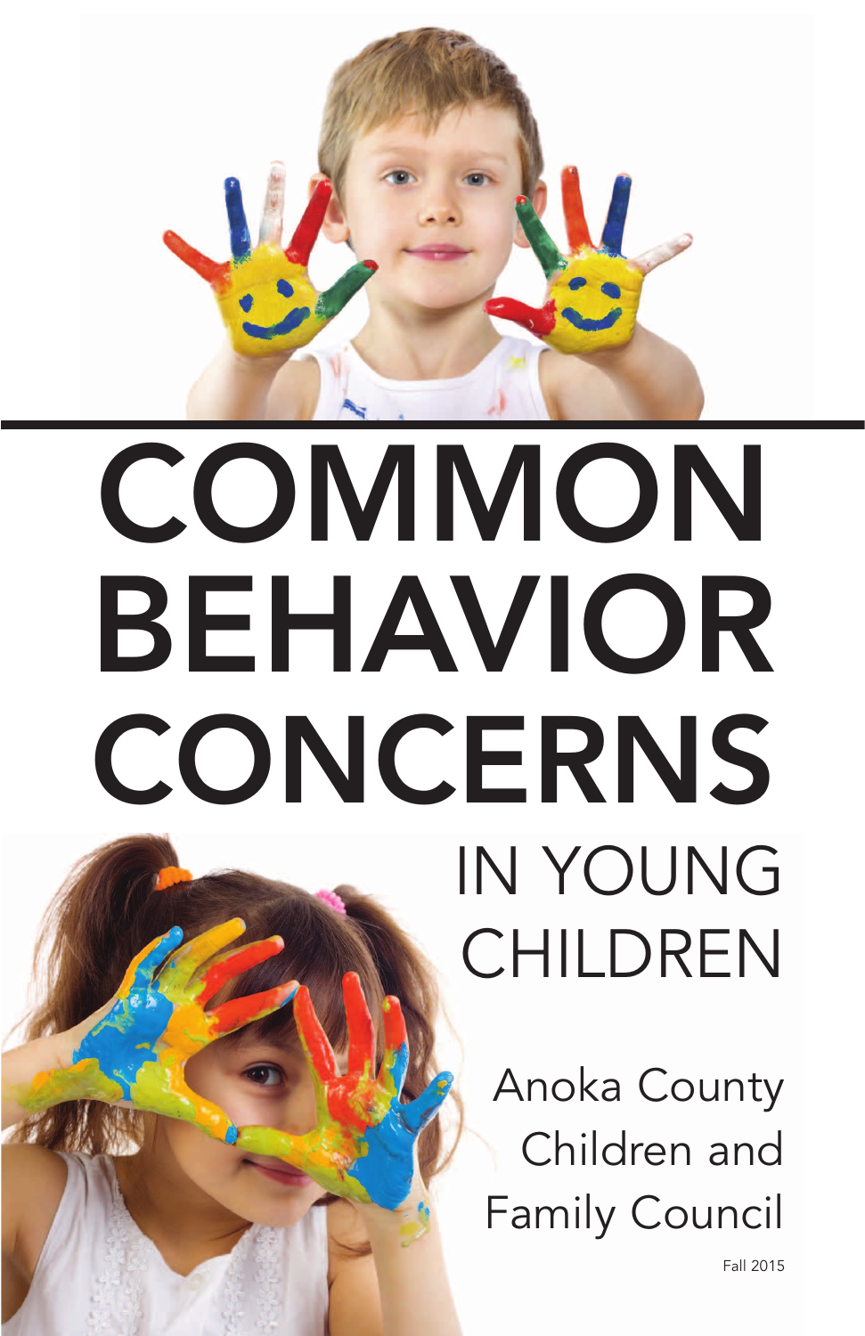# COMMON BEHAVIOR CONCERNS

## IN YOUNG CHILDREN

Anoka County Children and Family Council

Fall 2015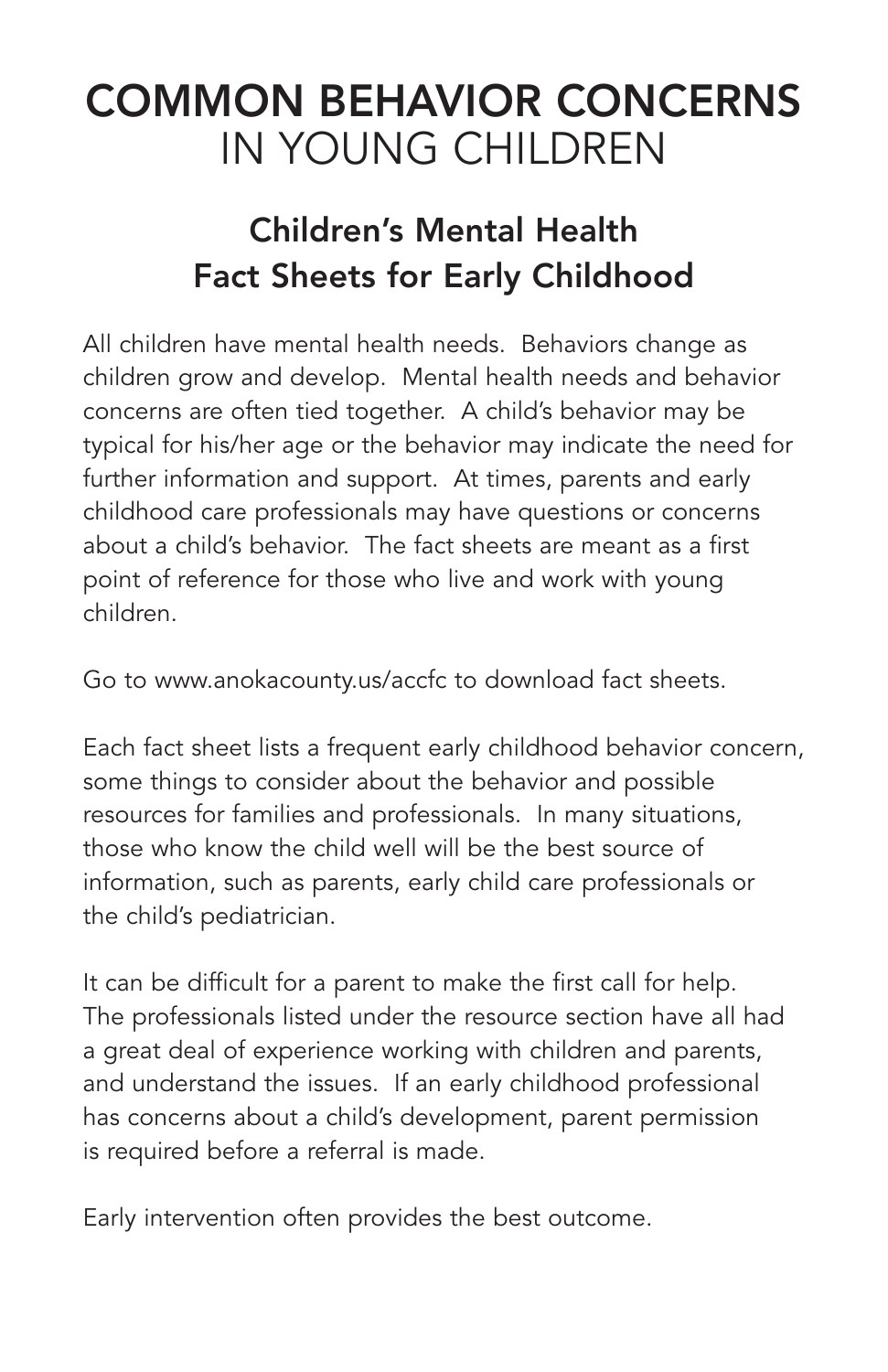# COMMON BEHAVIOR CONCERNS IN YOUNG CHILDREN

## Children's Mental Health Fact Sheets for Early Childhood

All children have mental health needs. Behaviors change as children grow and develop. Mental health needs and behavior concerns are often tied together. A child's behavior may be typical for his/her age or the behavior may indicate the need for further information and support. At times, parents and early childhood care professionals may have questions or concerns about a child's behavior. The fact sheets are meant as a first point of reference for those who live and work with young children.

Go to www.anokacounty.us/accfc to download fact sheets.

Each fact sheet lists a frequent early childhood behavior concern, some things to consider about the behavior and possible resources for families and professionals. In many situations, those who know the child well will be the best source of information, such as parents, early child care professionals or the child's pediatrician.

It can be difficult for a parent to make the first call for help. The professionals listed under the resource section have all had a great deal of experience working with children and parents, and understand the issues. If an early childhood professional has concerns about a child's development, parent permission is required before a referral is made.

Early intervention often provides the best outcome.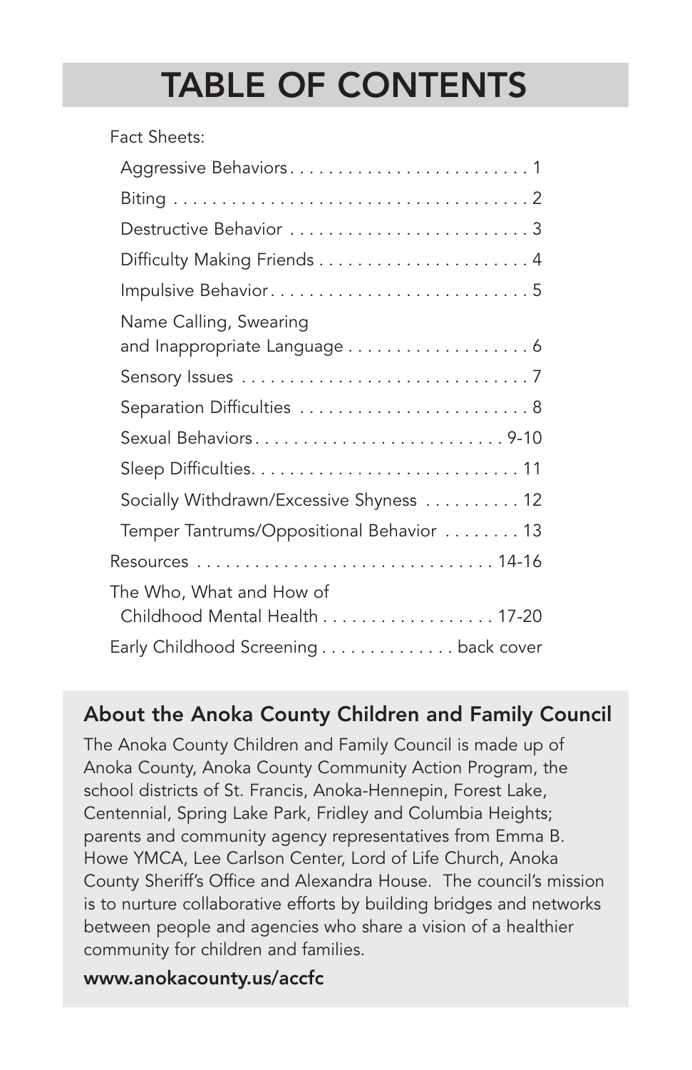# TABLE OF CONTENTS

Fact Sheets:

- Aggressive Behaviors . . . . . . . . . . . . . . . . . . . . . . . . . 1
- Biting . . . . . . . . . . . . . . . . . . . . . . . . . . . . . . . . . . . . . 2
- Destructive Behavior . . . . . . . . . . . . . . . . . . . . . . . . . 3
- Difficulty Making Friends . . . . . . . . . . . . . . . . . . . . . . 4
- Impulsive Behavior . . . . . . . . . . . . . . . . . . . . . . . . . . . 5
- Name Calling, Swearing and Inappropriate Language . . . . . . . . . . . . . . . . . . . 6
- Sensory Issues . . . . . . . . . . . . . . . . . . . . . . . . . . . . . 7
- Separation Difficulties . . . . . . . . . . . . . . . . . . . . . . . . 8
- Sexual Behaviors . . . . . . . . . . . . . . . . . . . . . . . . . 9-10
- Sleep Difficulties . . . . . . . . . . . . . . . . . . . . . . . . . . . 11
- Socially Withdrawn/Excessive Shyness . . . . . . . . . . 12
- Temper Tantrums/Oppositional Behavior . . . . . . . . 13

Resources . . . . . . . . . . . . . . . . . . . . . . . . . . . . . . 14-16

The Who, What and How of Childhood Mental Health . . . . . . . . . . . . . . . . . . 17-20

Early Childhood Screening . . . . . . . . . . . . . . back cover

## About the Anoka County Children and Family Council

The Anoka County Children and Family Council is made up of Anoka County, Anoka County Community Action Program, the school districts of St. Francis, Anoka-Hennepin, Forest Lake, Centennial, Spring Lake Park, Fridley and Columbia Heights; parents and community agency representatives from Emma B. Howe YMCA, Lee Carlson Center, Lord of Life Church, Anoka County Sheriff's Office and Alexandra House. The council's mission is to nurture collaborative efforts by building bridges and networks between people and agencies who share a vision of a healthier community for children and families.

**www.anokacounty.us/accfc**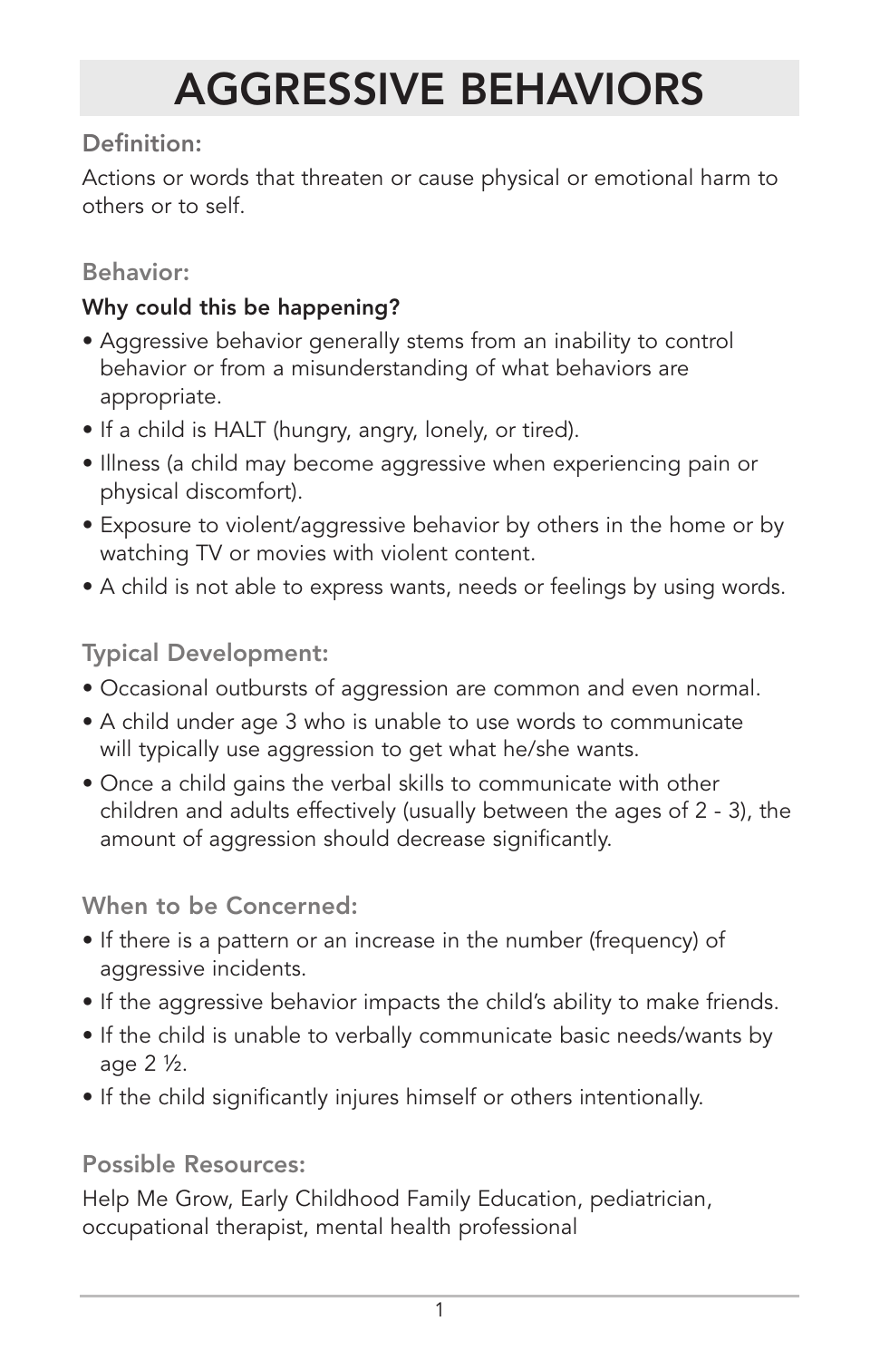# AGGRESSIVE BEHAVIORS

## Definition:

Actions or words that threaten or cause physical or emotional harm to others or to self.

## Behavior:

**Why could this be happening?**

- Aggressive behavior generally stems from an inability to control behavior or from a misunderstanding of what behaviors are appropriate.
- If a child is HALT (hungry, angry, lonely, or tired).
- Illness (a child may become aggressive when experiencing pain or physical discomfort).
- Exposure to violent/aggressive behavior by others in the home or by watching TV or movies with violent content.
- A child is not able to express wants, needs or feelings by using words.

## Typical Development:

- Occasional outbursts of aggression are common and even normal.
- A child under age 3 who is unable to use words to communicate will typically use aggression to get what he/she wants.
- Once a child gains the verbal skills to communicate with other children and adults effectively (usually between the ages of 2 - 3), the amount of aggression should decrease significantly.

## When to be Concerned:

- If there is a pattern or an increase in the number (frequency) of aggressive incidents.
- If the aggressive behavior impacts the child's ability to make friends.
- If the child is unable to verbally communicate basic needs/wants by age 2 ½.
- If the child significantly injures himself or others intentionally.

## Possible Resources:

Help Me Grow, Early Childhood Family Education, pediatrician, occupational therapist, mental health professional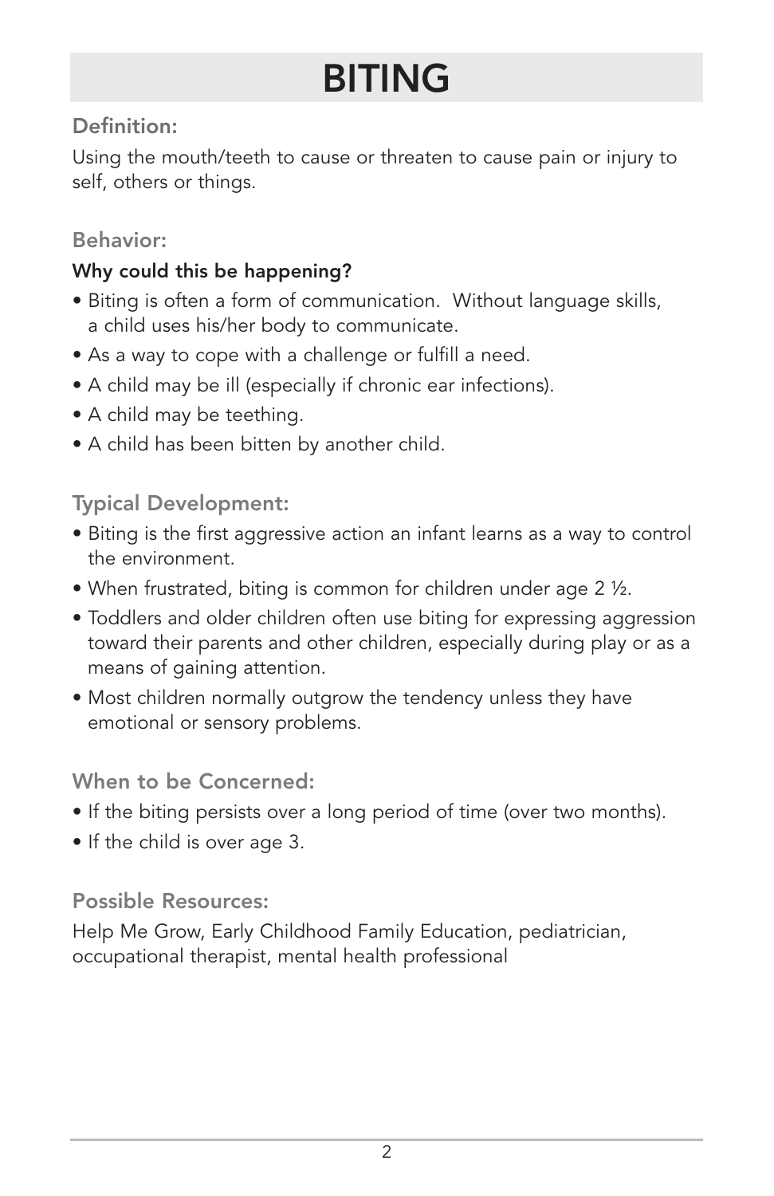# BITING

## Definition:

Using the mouth/teeth to cause or threaten to cause pain or injury to self, others or things.

## Behavior:

**Why could this be happening?**

- Biting is often a form of communication. Without language skills, a child uses his/her body to communicate.
- As a way to cope with a challenge or fulfill a need.
- A child may be ill (especially if chronic ear infections).
- A child may be teething.
- A child has been bitten by another child.

## Typical Development:

- Biting is the first aggressive action an infant learns as a way to control the environment.
- When frustrated, biting is common for children under age 2 ½.
- Toddlers and older children often use biting for expressing aggression toward their parents and other children, especially during play or as a means of gaining attention.
- Most children normally outgrow the tendency unless they have emotional or sensory problems.

## When to be Concerned:

- If the biting persists over a long period of time (over two months).
- If the child is over age 3.

## Possible Resources:

Help Me Grow, Early Childhood Family Education, pediatrician, occupational therapist, mental health professional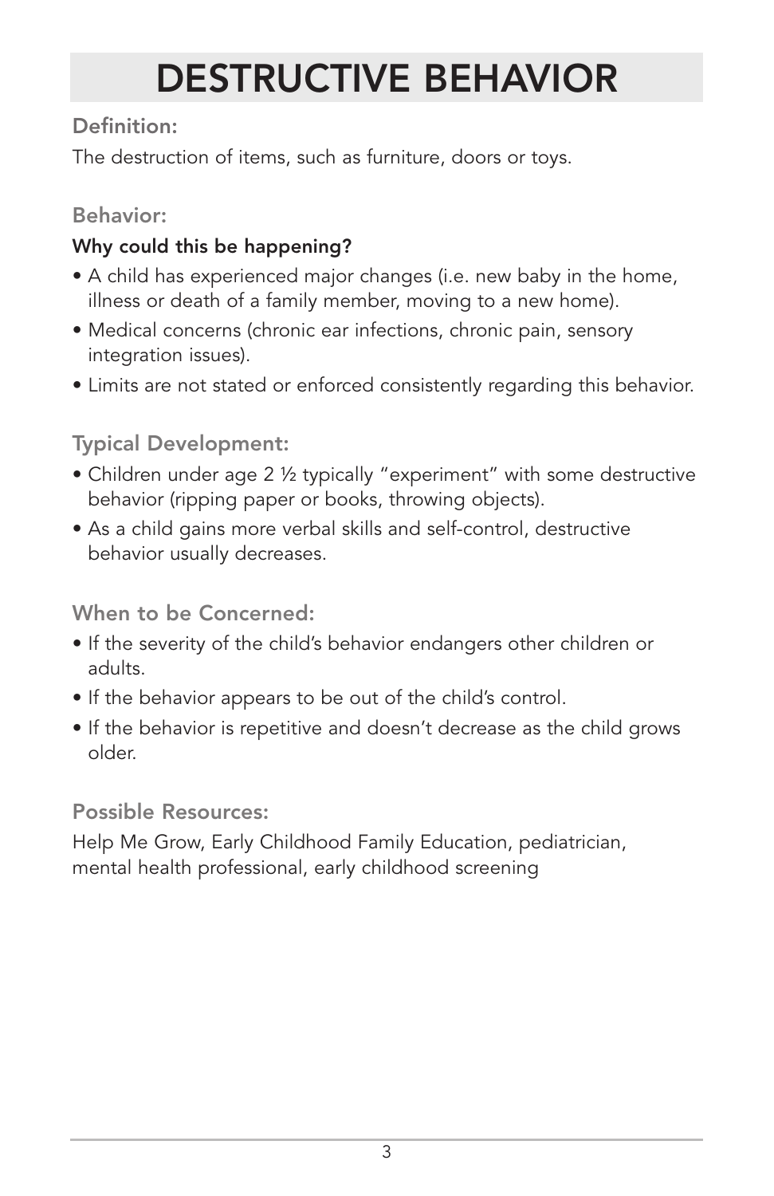# DESTRUCTIVE BEHAVIOR

## Definition:

The destruction of items, such as furniture, doors or toys.

## Behavior:

**Why could this be happening?**

- A child has experienced major changes (i.e. new baby in the home, illness or death of a family member, moving to a new home).
- Medical concerns (chronic ear infections, chronic pain, sensory integration issues).
- Limits are not stated or enforced consistently regarding this behavior.

## Typical Development:

- Children under age 2 ½ typically "experiment" with some destructive behavior (ripping paper or books, throwing objects).
- As a child gains more verbal skills and self-control, destructive behavior usually decreases.

## When to be Concerned:

- If the severity of the child's behavior endangers other children or adults.
- If the behavior appears to be out of the child's control.
- If the behavior is repetitive and doesn't decrease as the child grows older.

## Possible Resources:

Help Me Grow, Early Childhood Family Education, pediatrician, mental health professional, early childhood screening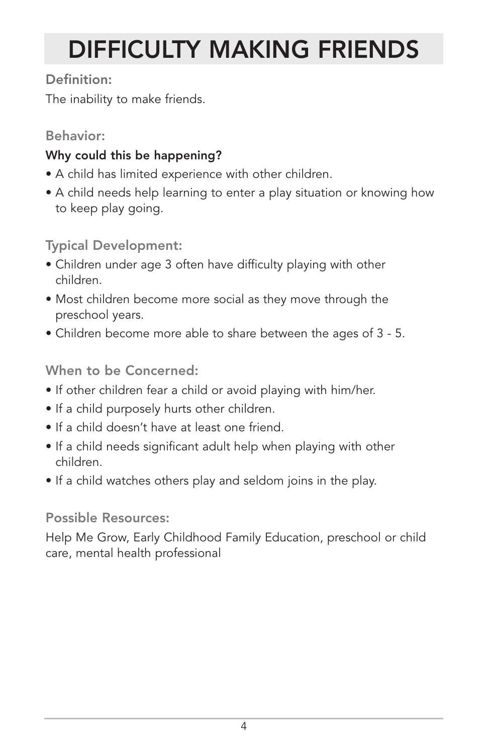# DIFFICULTY MAKING FRIENDS

### Definition:

The inability to make friends.

### Behavior:

**Why could this be happening?**

- A child has limited experience with other children.
- A child needs help learning to enter a play situation or knowing how to keep play going.

### Typical Development:

- Children under age 3 often have difficulty playing with other children.
- Most children become more social as they move through the preschool years.
- Children become more able to share between the ages of 3 - 5.

### When to be Concerned:

- If other children fear a child or avoid playing with him/her.
- If a child purposely hurts other children.
- If a child doesn't have at least one friend.
- If a child needs significant adult help when playing with other children.
- If a child watches others play and seldom joins in the play.

### Possible Resources:

Help Me Grow, Early Childhood Family Education, preschool or child care, mental health professional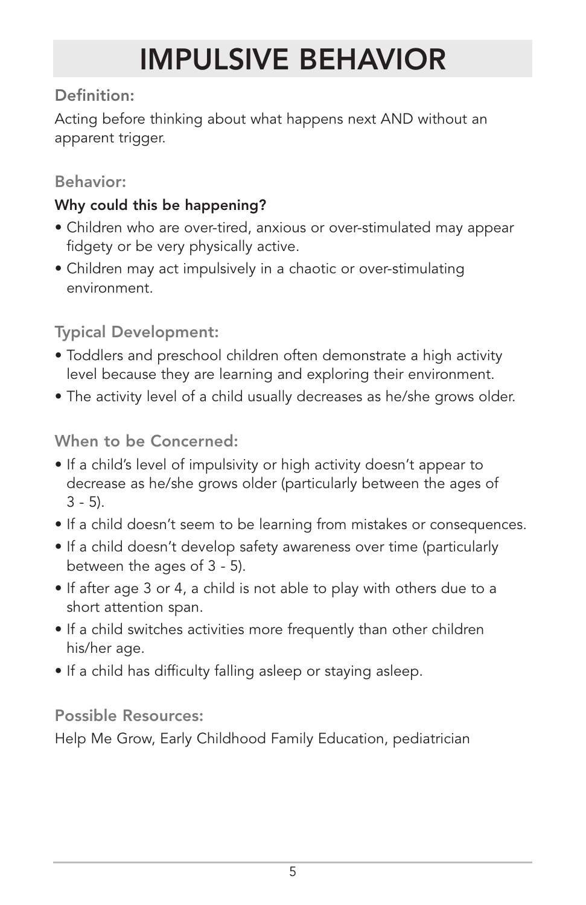# IMPULSIVE BEHAVIOR

## Definition:

Acting before thinking about what happens next AND without an apparent trigger.

## Behavior:

**Why could this be happening?**

- Children who are over-tired, anxious or over-stimulated may appear fidgety or be very physically active.
- Children may act impulsively in a chaotic or over-stimulating environment.

## Typical Development:

- Toddlers and preschool children often demonstrate a high activity level because they are learning and exploring their environment.
- The activity level of a child usually decreases as he/she grows older.

## When to be Concerned:

- If a child's level of impulsivity or high activity doesn't appear to decrease as he/she grows older (particularly between the ages of 3 - 5).
- If a child doesn't seem to be learning from mistakes or consequences.
- If a child doesn't develop safety awareness over time (particularly between the ages of 3 - 5).
- If after age 3 or 4, a child is not able to play with others due to a short attention span.
- If a child switches activities more frequently than other children his/her age.
- If a child has difficulty falling asleep or staying asleep.

## Possible Resources:

Help Me Grow, Early Childhood Family Education, pediatrician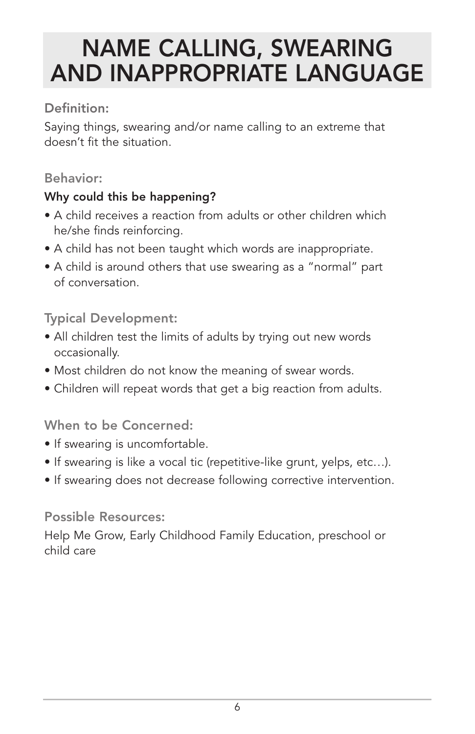# NAME CALLING, SWEARING AND INAPPROPRIATE LANGUAGE

## Definition:

Saying things, swearing and/or name calling to an extreme that doesn't fit the situation.

## Behavior:

**Why could this be happening?**

- A child receives a reaction from adults or other children which he/she finds reinforcing.
- A child has not been taught which words are inappropriate.
- A child is around others that use swearing as a "normal" part of conversation.

## Typical Development:

- All children test the limits of adults by trying out new words occasionally.
- Most children do not know the meaning of swear words.
- Children will repeat words that get a big reaction from adults.

## When to be Concerned:

- If swearing is uncomfortable.
- If swearing is like a vocal tic (repetitive-like grunt, yelps, etc…).
- If swearing does not decrease following corrective intervention.

## Possible Resources:

Help Me Grow, Early Childhood Family Education, preschool or child care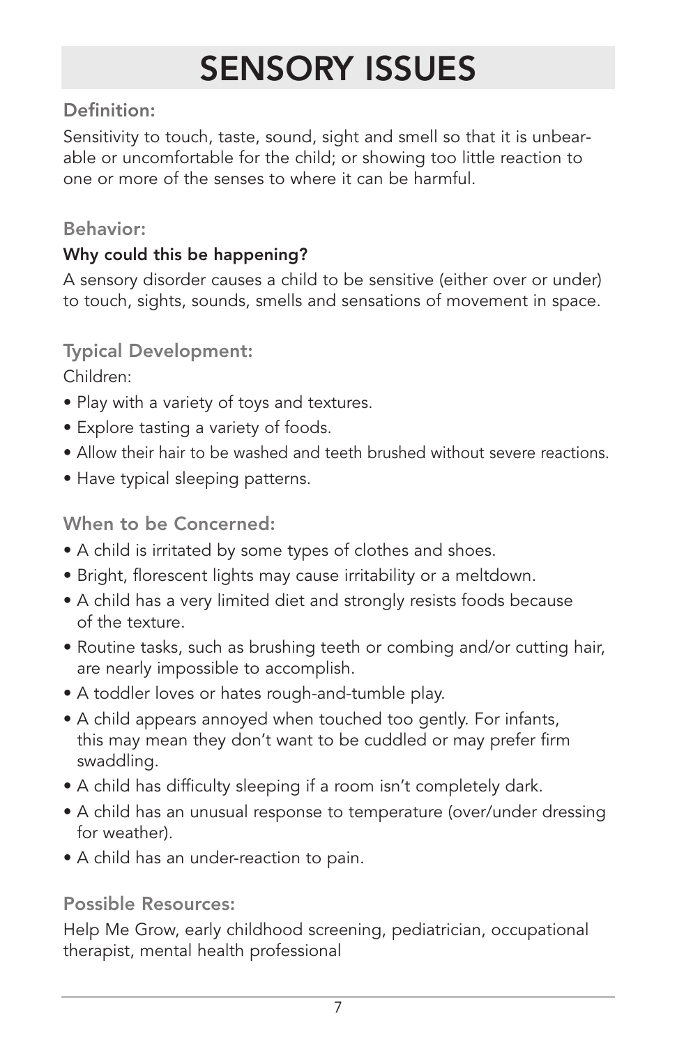# SENSORY ISSUES

## Definition:

Sensitivity to touch, taste, sound, sight and smell so that it is unbearable or uncomfortable for the child; or showing too little reaction to one or more of the senses to where it can be harmful.

## Behavior:

**Why could this be happening?**

A sensory disorder causes a child to be sensitive (either over or under) to touch, sights, sounds, smells and sensations of movement in space.

## Typical Development:

Children:

- Play with a variety of toys and textures.
- Explore tasting a variety of foods.
- Allow their hair to be washed and teeth brushed without severe reactions.
- Have typical sleeping patterns.

## When to be Concerned:

- A child is irritated by some types of clothes and shoes.
- Bright, florescent lights may cause irritability or a meltdown.
- A child has a very limited diet and strongly resists foods because of the texture.
- Routine tasks, such as brushing teeth or combing and/or cutting hair, are nearly impossible to accomplish.
- A toddler loves or hates rough-and-tumble play.
- A child appears annoyed when touched too gently. For infants, this may mean they don't want to be cuddled or may prefer firm swaddling.
- A child has difficulty sleeping if a room isn't completely dark.
- A child has an unusual response to temperature (over/under dressing for weather).
- A child has an under-reaction to pain.

## Possible Resources:

Help Me Grow, early childhood screening, pediatrician, occupational therapist, mental health professional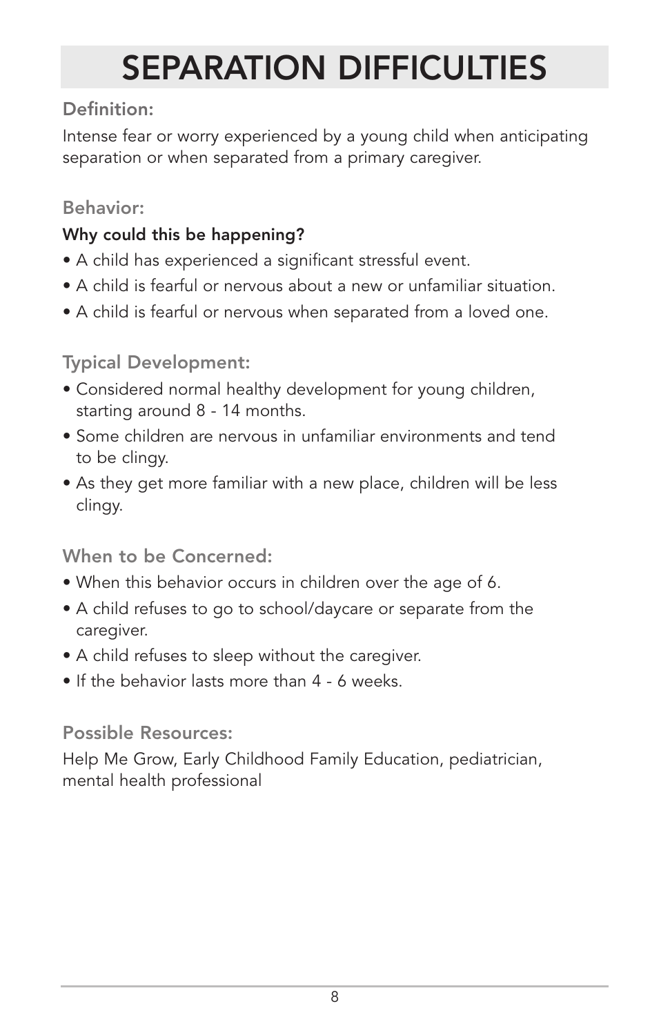# SEPARATION DIFFICULTIES

## Definition:

Intense fear or worry experienced by a young child when anticipating separation or when separated from a primary caregiver.

## Behavior:

**Why could this be happening?**

- A child has experienced a significant stressful event.
- A child is fearful or nervous about a new or unfamiliar situation.
- A child is fearful or nervous when separated from a loved one.

## Typical Development:

- Considered normal healthy development for young children, starting around 8 - 14 months.
- Some children are nervous in unfamiliar environments and tend to be clingy.
- As they get more familiar with a new place, children will be less clingy.

## When to be Concerned:

- When this behavior occurs in children over the age of 6.
- A child refuses to go to school/daycare or separate from the caregiver.
- A child refuses to sleep without the caregiver.
- If the behavior lasts more than 4 - 6 weeks.

## Possible Resources:

Help Me Grow, Early Childhood Family Education, pediatrician, mental health professional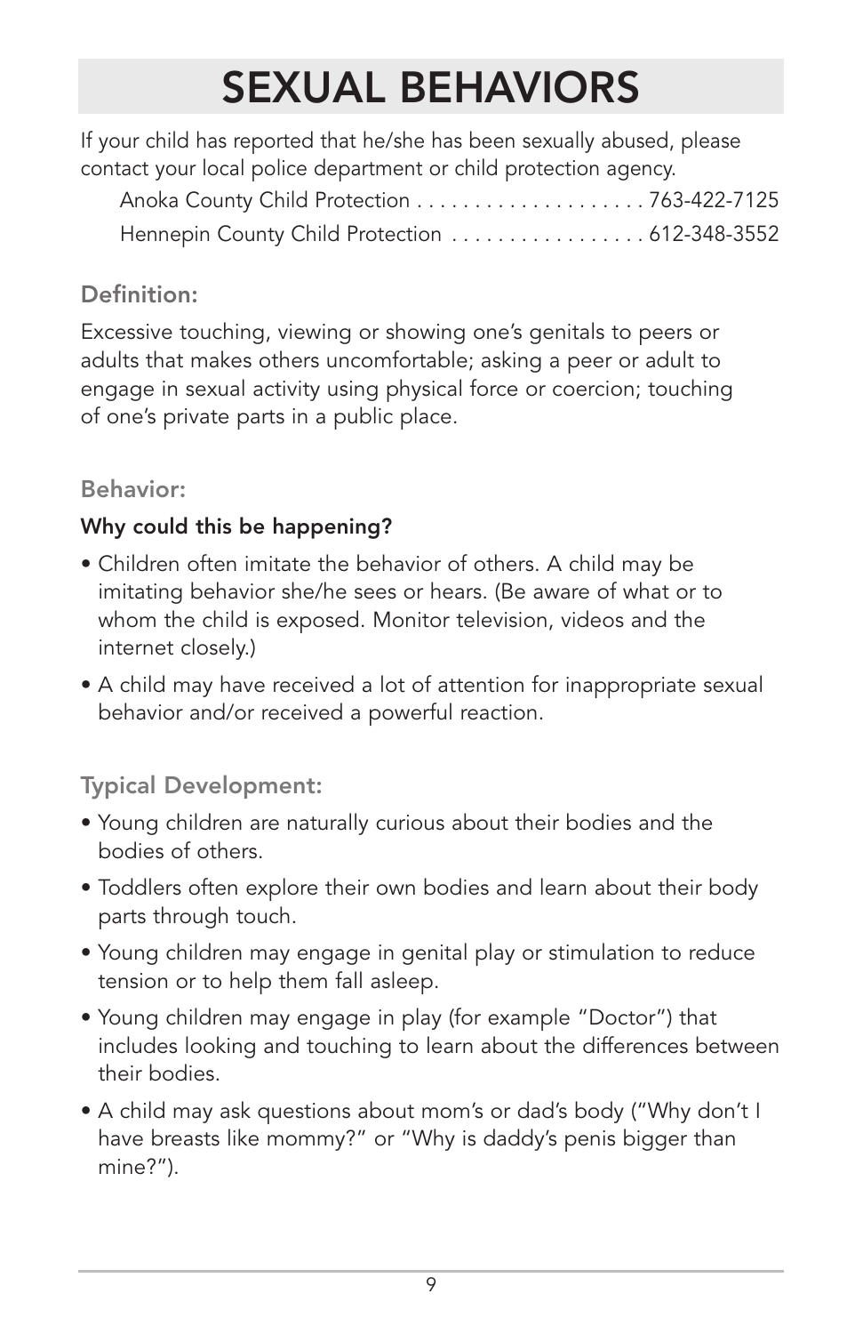# SEXUAL BEHAVIORS

If your child has reported that he/she has been sexually abused, please contact your local police department or child protection agency.

Anoka County Child Protection . . . . . . . . . . . . . . . . . . . . 763-422-7125
Hennepin County Child Protection . . . . . . . . . . . . . . . . . 612-348-3552

## Definition:

Excessive touching, viewing or showing one's genitals to peers or adults that makes others uncomfortable; asking a peer or adult to engage in sexual activity using physical force or coercion; touching of one's private parts in a public place.

## Behavior:

**Why could this be happening?**

- Children often imitate the behavior of others. A child may be imitating behavior she/he sees or hears. (Be aware of what or to whom the child is exposed. Monitor television, videos and the internet closely.)
- A child may have received a lot of attention for inappropriate sexual behavior and/or received a powerful reaction.

## Typical Development:

- Young children are naturally curious about their bodies and the bodies of others.
- Toddlers often explore their own bodies and learn about their body parts through touch.
- Young children may engage in genital play or stimulation to reduce tension or to help them fall asleep.
- Young children may engage in play (for example "Doctor") that includes looking and touching to learn about the differences between their bodies.
- A child may ask questions about mom's or dad's body ("Why don't I have breasts like mommy?" or "Why is daddy's penis bigger than mine?").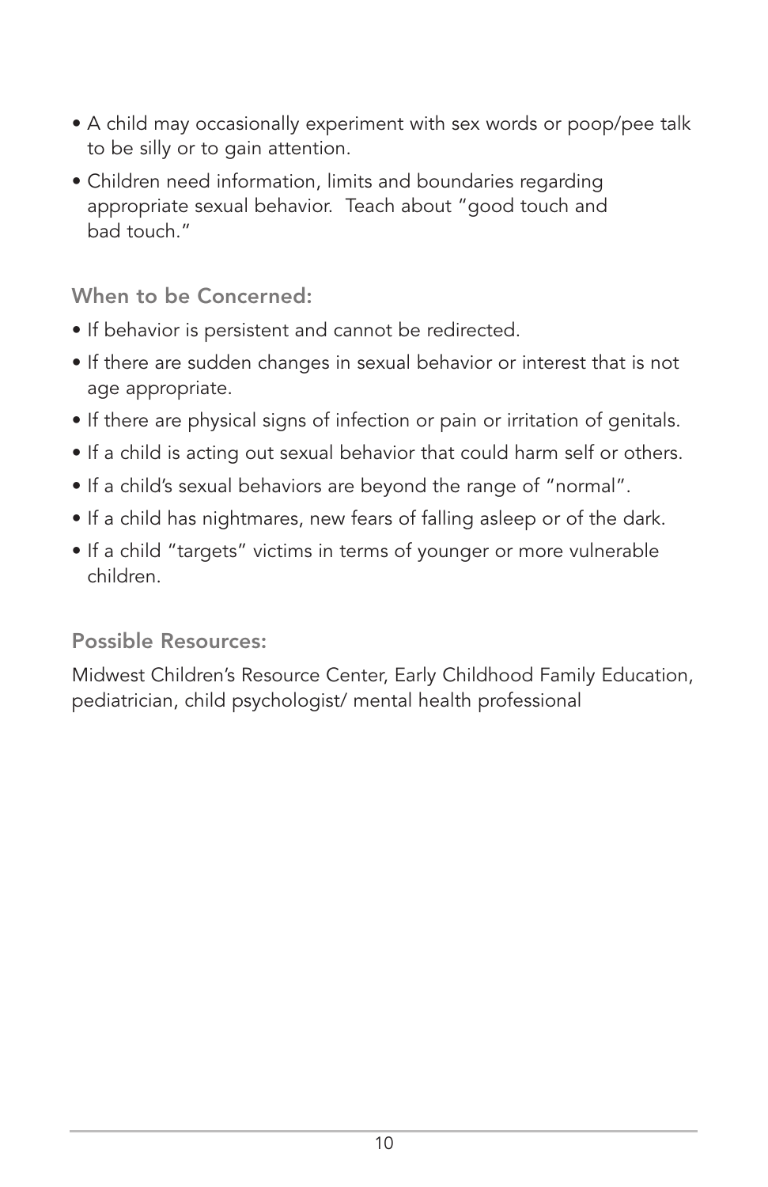- A child may occasionally experiment with sex words or poop/pee talk to be silly or to gain attention.
- Children need information, limits and boundaries regarding appropriate sexual behavior. Teach about "good touch and bad touch."

### When to be Concerned:

- If behavior is persistent and cannot be redirected.
- If there are sudden changes in sexual behavior or interest that is not age appropriate.
- If there are physical signs of infection or pain or irritation of genitals.
- If a child is acting out sexual behavior that could harm self or others.
- If a child's sexual behaviors are beyond the range of "normal".
- If a child has nightmares, new fears of falling asleep or of the dark.
- If a child "targets" victims in terms of younger or more vulnerable children.

### Possible Resources:

Midwest Children's Resource Center, Early Childhood Family Education, pediatrician, child psychologist/ mental health professional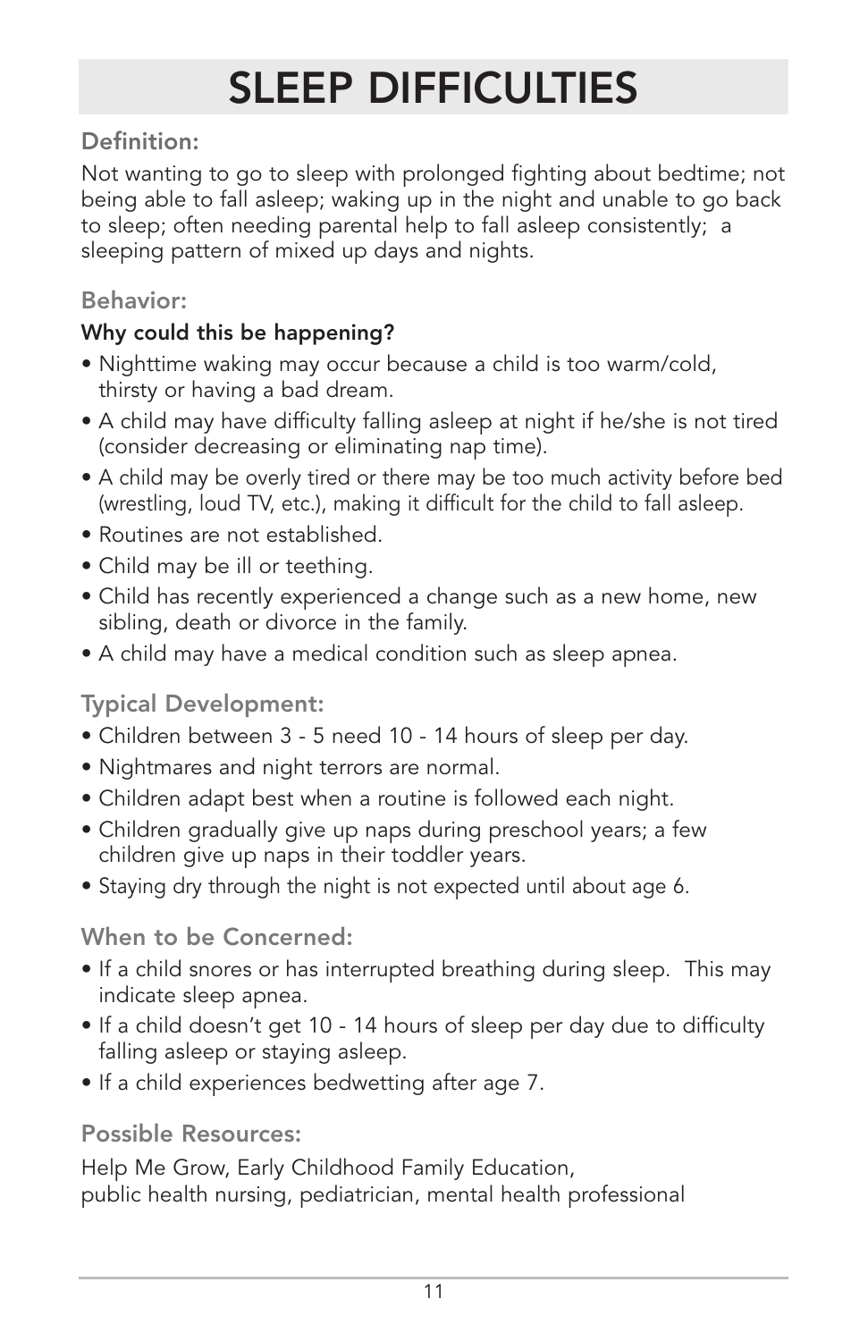# SLEEP DIFFICULTIES

## Definition:

Not wanting to go to sleep with prolonged fighting about bedtime; not being able to fall asleep; waking up in the night and unable to go back to sleep; often needing parental help to fall asleep consistently; a sleeping pattern of mixed up days and nights.

## Behavior:

**Why could this be happening?**

- Nighttime waking may occur because a child is too warm/cold, thirsty or having a bad dream.
- A child may have difficulty falling asleep at night if he/she is not tired (consider decreasing or eliminating nap time).
- A child may be overly tired or there may be too much activity before bed (wrestling, loud TV, etc.), making it difficult for the child to fall asleep.
- Routines are not established.
- Child may be ill or teething.
- Child has recently experienced a change such as a new home, new sibling, death or divorce in the family.
- A child may have a medical condition such as sleep apnea.

## Typical Development:

- Children between 3 - 5 need 10 - 14 hours of sleep per day.
- Nightmares and night terrors are normal.
- Children adapt best when a routine is followed each night.
- Children gradually give up naps during preschool years; a few children give up naps in their toddler years.
- Staying dry through the night is not expected until about age 6.

## When to be Concerned:

- If a child snores or has interrupted breathing during sleep. This may indicate sleep apnea.
- If a child doesn't get 10 - 14 hours of sleep per day due to difficulty falling asleep or staying asleep.
- If a child experiences bedwetting after age 7.

## Possible Resources:

Help Me Grow, Early Childhood Family Education, public health nursing, pediatrician, mental health professional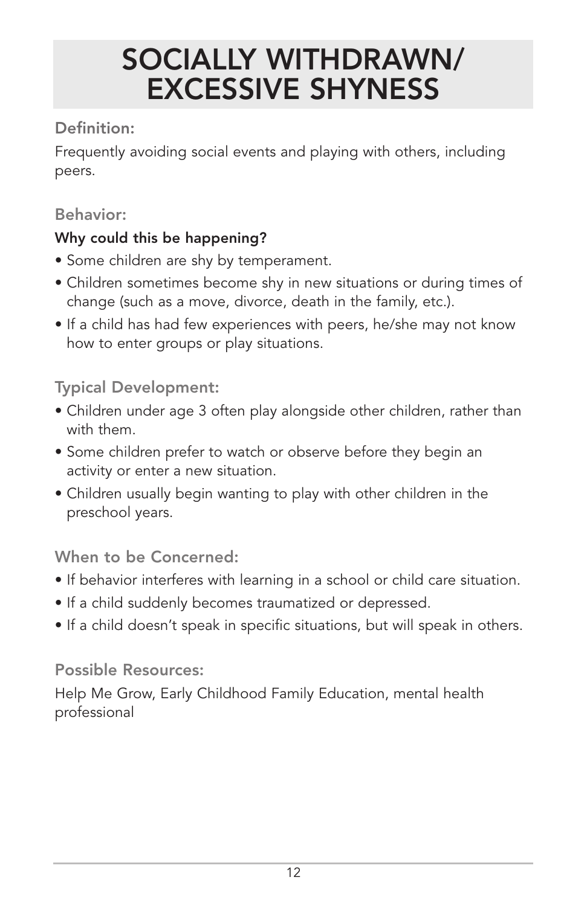# SOCIALLY WITHDRAWN/ EXCESSIVE SHYNESS

## Definition:

Frequently avoiding social events and playing with others, including peers.

## Behavior:

**Why could this be happening?**

- Some children are shy by temperament.
- Children sometimes become shy in new situations or during times of change (such as a move, divorce, death in the family, etc.).
- If a child has had few experiences with peers, he/she may not know how to enter groups or play situations.

## Typical Development:

- Children under age 3 often play alongside other children, rather than with them.
- Some children prefer to watch or observe before they begin an activity or enter a new situation.
- Children usually begin wanting to play with other children in the preschool years.

## When to be Concerned:

- If behavior interferes with learning in a school or child care situation.
- If a child suddenly becomes traumatized or depressed.
- If a child doesn't speak in specific situations, but will speak in others.

## Possible Resources:

Help Me Grow, Early Childhood Family Education, mental health professional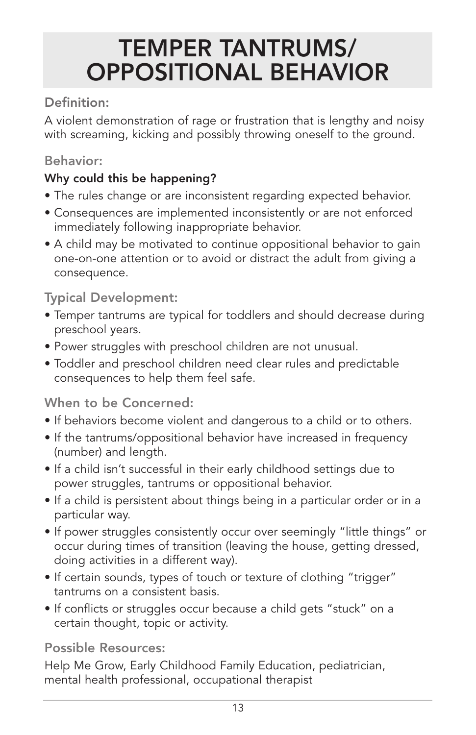# TEMPER TANTRUMS/ OPPOSITIONAL BEHAVIOR

### Definition:

A violent demonstration of rage or frustration that is lengthy and noisy with screaming, kicking and possibly throwing oneself to the ground.

### Behavior:

**Why could this be happening?**

- The rules change or are inconsistent regarding expected behavior.
- Consequences are implemented inconsistently or are not enforced immediately following inappropriate behavior.
- A child may be motivated to continue oppositional behavior to gain one-on-one attention or to avoid or distract the adult from giving a consequence.

### Typical Development:

- Temper tantrums are typical for toddlers and should decrease during preschool years.
- Power struggles with preschool children are not unusual.
- Toddler and preschool children need clear rules and predictable consequences to help them feel safe.

### When to be Concerned:

- If behaviors become violent and dangerous to a child or to others.
- If the tantrums/oppositional behavior have increased in frequency (number) and length.
- If a child isn't successful in their early childhood settings due to power struggles, tantrums or oppositional behavior.
- If a child is persistent about things being in a particular order or in a particular way.
- If power struggles consistently occur over seemingly "little things" or occur during times of transition (leaving the house, getting dressed, doing activities in a different way).
- If certain sounds, types of touch or texture of clothing "trigger" tantrums on a consistent basis.
- If conflicts or struggles occur because a child gets "stuck" on a certain thought, topic or activity.

### Possible Resources:

Help Me Grow, Early Childhood Family Education, pediatrician, mental health professional, occupational therapist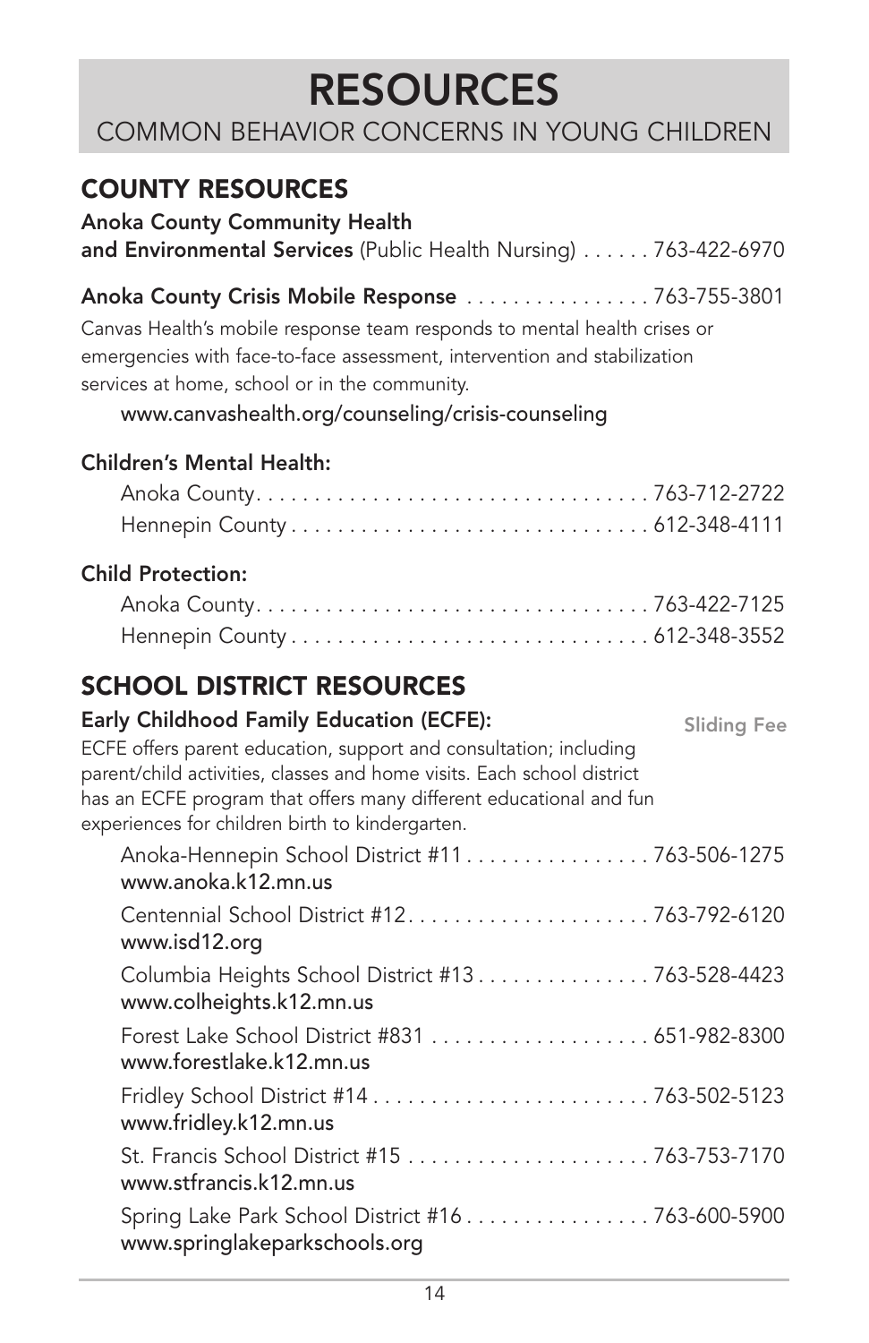# RESOURCES

## COMMON BEHAVIOR CONCERNS IN YOUNG CHILDREN

## COUNTY RESOURCES

**Anoka County Community Health and Environmental Services** (Public Health Nursing) . . . . . . 763-422-6970

**Anoka County Crisis Mobile Response** . . . . . . . . . . . . . . . . 763-755-3801

Canvas Health's mobile response team responds to mental health crises or emergencies with face-to-face assessment, intervention and stabilization services at home, school or in the community.

www.canvashealth.org/counseling/crisis-counseling

**Children's Mental Health:**

- Anoka County. . . . . . . . . . . . . . . . . . . . . . . . . . . . . . . . . 763-712-2722
- Hennepin County . . . . . . . . . . . . . . . . . . . . . . . . . . . . . . 612-348-4111

**Child Protection:**

- Anoka County. . . . . . . . . . . . . . . . . . . . . . . . . . . . . . . . . 763-422-7125
- Hennepin County . . . . . . . . . . . . . . . . . . . . . . . . . . . . . . 612-348-3552

## SCHOOL DISTRICT RESOURCES

**Early Childhood Family Education (ECFE):** Sliding Fee

ECFE offers parent education, support and consultation; including parent/child activities, classes and home visits. Each school district has an ECFE program that offers many different educational and fun experiences for children birth to kindergarten.

- Anoka-Hennepin School District #11 . . . . . . . . . . . . . . . . 763-506-1275
  www.anoka.k12.mn.us
- Centennial School District #12. . . . . . . . . . . . . . . . . . . . . 763-792-6120
  www.isd12.org
- Columbia Heights School District #13 . . . . . . . . . . . . . . . 763-528-4423
  www.colheights.k12.mn.us
- Forest Lake School District #831 . . . . . . . . . . . . . . . . . . . 651-982-8300
  www.forestlake.k12.mn.us
- Fridley School District #14 . . . . . . . . . . . . . . . . . . . . . . . . 763-502-5123
  www.fridley.k12.mn.us
- St. Francis School District #15 . . . . . . . . . . . . . . . . . . . . . 763-753-7170
  www.stfrancis.k12.mn.us
- Spring Lake Park School District #16 . . . . . . . . . . . . . . . . 763-600-5900
  www.springlakeparkschools.org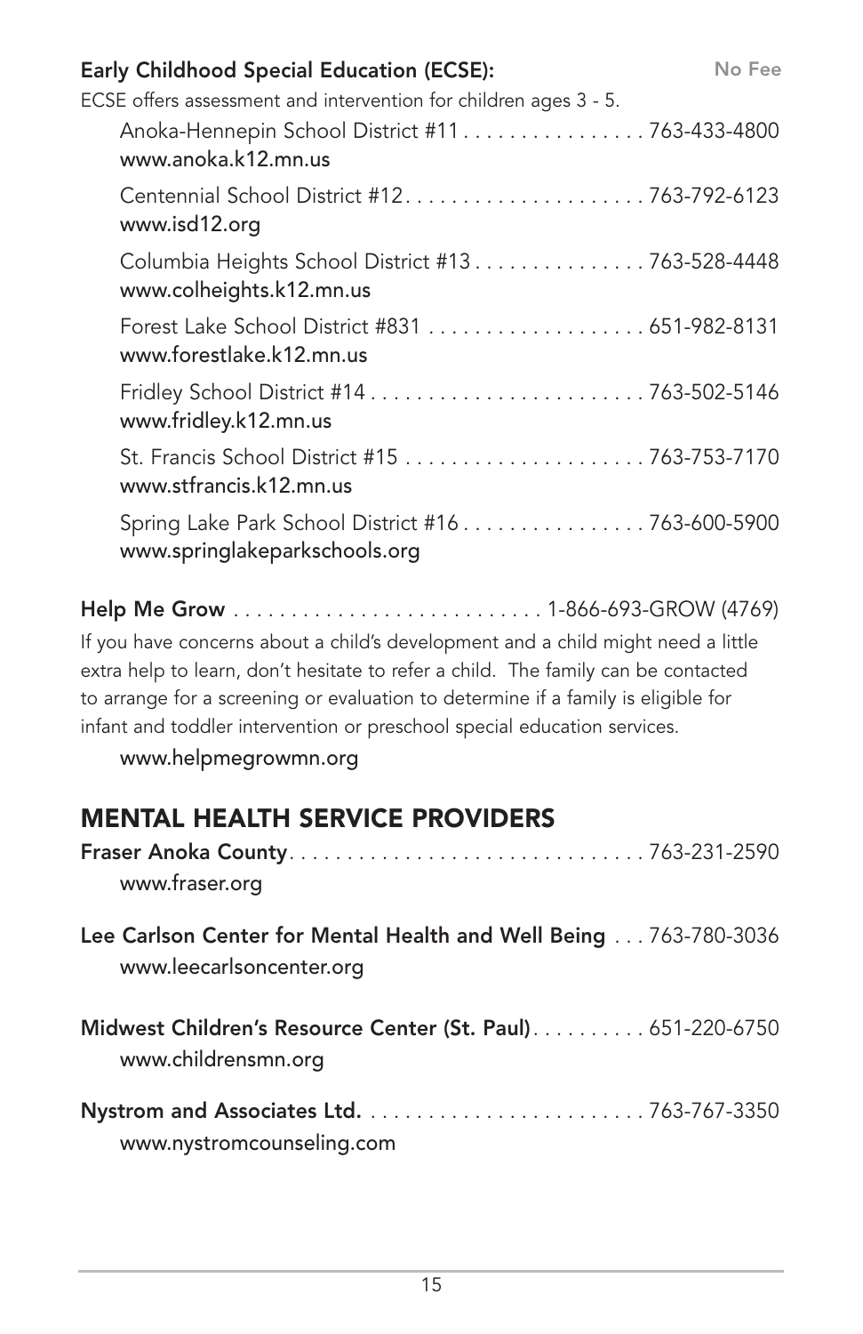**Early Childhood Special Education (ECSE):** No Fee

ECSE offers assessment and intervention for children ages 3 - 5.

- Anoka-Hennepin School District #11 . . . . . . . . . . . . . . . . 763-433-4800
  www.anoka.k12.mn.us
- Centennial School District #12 . . . . . . . . . . . . . . . . . . . . . 763-792-6123
  www.isd12.org
- Columbia Heights School District #13 . . . . . . . . . . . . . . . 763-528-4448
  www.colheights.k12.mn.us
- Forest Lake School District #831 . . . . . . . . . . . . . . . . . . . 651-982-8131
  www.forestlake.k12.mn.us
- Fridley School District #14 . . . . . . . . . . . . . . . . . . . . . . . . 763-502-5146
  www.fridley.k12.mn.us
- St. Francis School District #15 . . . . . . . . . . . . . . . . . . . . . 763-753-7170
  www.stfrancis.k12.mn.us
- Spring Lake Park School District #16 . . . . . . . . . . . . . . . . 763-600-5900
  www.springlakeparkschools.org

**Help Me Grow** . . . . . . . . . . . . . . . . . . . . . . . . . . . 1-866-693-GROW (4769)

If you have concerns about a child's development and a child might need a little extra help to learn, don't hesitate to refer a child. The family can be contacted to arrange for a screening or evaluation to determine if a family is eligible for infant and toddler intervention or preschool special education services.

www.helpmegrowmn.org

## MENTAL HEALTH SERVICE PROVIDERS

**Fraser Anoka County** . . . . . . . . . . . . . . . . . . . . . . . . . . . . . . 763-231-2590
www.fraser.org

**Lee Carlson Center for Mental Health and Well Being** . . . 763-780-3036
www.leecarlsoncenter.org

**Midwest Children's Resource Center (St. Paul)** . . . . . . . . . . 651-220-6750
www.childrensmn.org

**Nystrom and Associates Ltd.** . . . . . . . . . . . . . . . . . . . . . . . . . 763-767-3350
www.nystromcounseling.com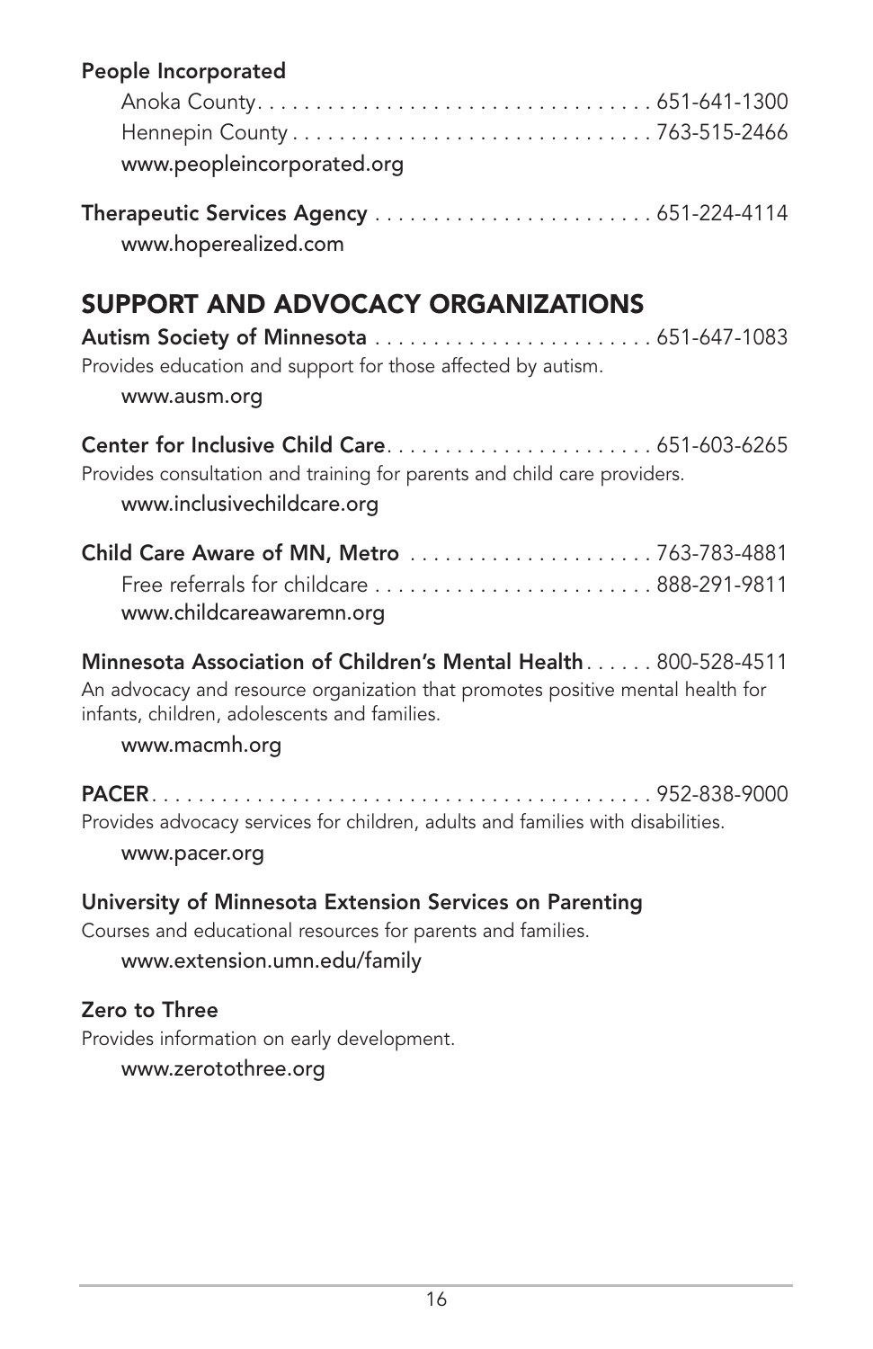**People Incorporated**

Anoka County. . . . . . . . . . . . . . . . . . . . . . . . . . . . . . . . . . 651-641-1300

Hennepin County . . . . . . . . . . . . . . . . . . . . . . . . . . . . . . . 763-515-2466

www.peopleincorporated.org

**Therapeutic Services Agency** . . . . . . . . . . . . . . . . . . . . . . . . 651-224-4114

www.hoperealized.com

## SUPPORT AND ADVOCACY ORGANIZATIONS

**Autism Society of Minnesota** . . . . . . . . . . . . . . . . . . . . . . . . 651-647-1083

Provides education and support for those affected by autism.

www.ausm.org

**Center for Inclusive Child Care**. . . . . . . . . . . . . . . . . . . . . . . 651-603-6265

Provides consultation and training for parents and child care providers.

www.inclusivechildcare.org

**Child Care Aware of MN, Metro** . . . . . . . . . . . . . . . . . . . . . 763-783-4881

Free referrals for childcare . . . . . . . . . . . . . . . . . . . . . . . . 888-291-9811

www.childcareawaremn.org

**Minnesota Association of Children's Mental Health**. . . . . . 800-528-4511

An advocacy and resource organization that promotes positive mental health for infants, children, adolescents and families.

www.macmh.org

**PACER**. . . . . . . . . . . . . . . . . . . . . . . . . . . . . . . . . . . . . . . . . . 952-838-9000

Provides advocacy services for children, adults and families with disabilities.

www.pacer.org

**University of Minnesota Extension Services on Parenting**

Courses and educational resources for parents and families.

www.extension.umn.edu/family

**Zero to Three**

Provides information on early development.

www.zerotothree.org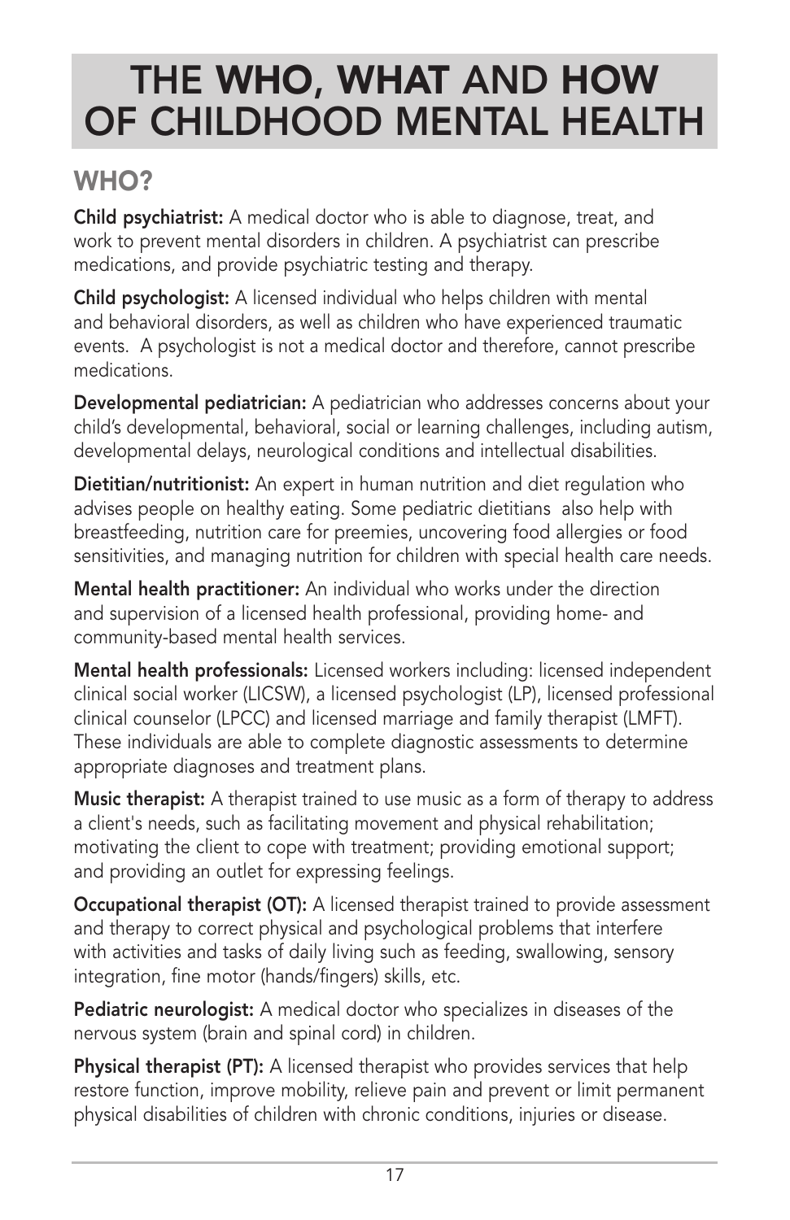# THE WHO, WHAT AND HOW OF CHILDHOOD MENTAL HEALTH

## WHO?

**Child psychiatrist:** A medical doctor who is able to diagnose, treat, and work to prevent mental disorders in children. A psychiatrist can prescribe medications, and provide psychiatric testing and therapy.

**Child psychologist:** A licensed individual who helps children with mental and behavioral disorders, as well as children who have experienced traumatic events. A psychologist is not a medical doctor and therefore, cannot prescribe medications.

**Developmental pediatrician:** A pediatrician who addresses concerns about your child's developmental, behavioral, social or learning challenges, including autism, developmental delays, neurological conditions and intellectual disabilities.

**Dietitian/nutritionist:** An expert in human nutrition and diet regulation who advises people on healthy eating. Some pediatric dietitians also help with breastfeeding, nutrition care for preemies, uncovering food allergies or food sensitivities, and managing nutrition for children with special health care needs.

**Mental health practitioner:** An individual who works under the direction and supervision of a licensed health professional, providing home- and community-based mental health services.

**Mental health professionals:** Licensed workers including: licensed independent clinical social worker (LICSW), a licensed psychologist (LP), licensed professional clinical counselor (LPCC) and licensed marriage and family therapist (LMFT). These individuals are able to complete diagnostic assessments to determine appropriate diagnoses and treatment plans.

**Music therapist:** A therapist trained to use music as a form of therapy to address a client's needs, such as facilitating movement and physical rehabilitation; motivating the client to cope with treatment; providing emotional support; and providing an outlet for expressing feelings.

**Occupational therapist (OT):** A licensed therapist trained to provide assessment and therapy to correct physical and psychological problems that interfere with activities and tasks of daily living such as feeding, swallowing, sensory integration, fine motor (hands/fingers) skills, etc.

**Pediatric neurologist:** A medical doctor who specializes in diseases of the nervous system (brain and spinal cord) in children.

**Physical therapist (PT):** A licensed therapist who provides services that help restore function, improve mobility, relieve pain and prevent or limit permanent physical disabilities of children with chronic conditions, injuries or disease.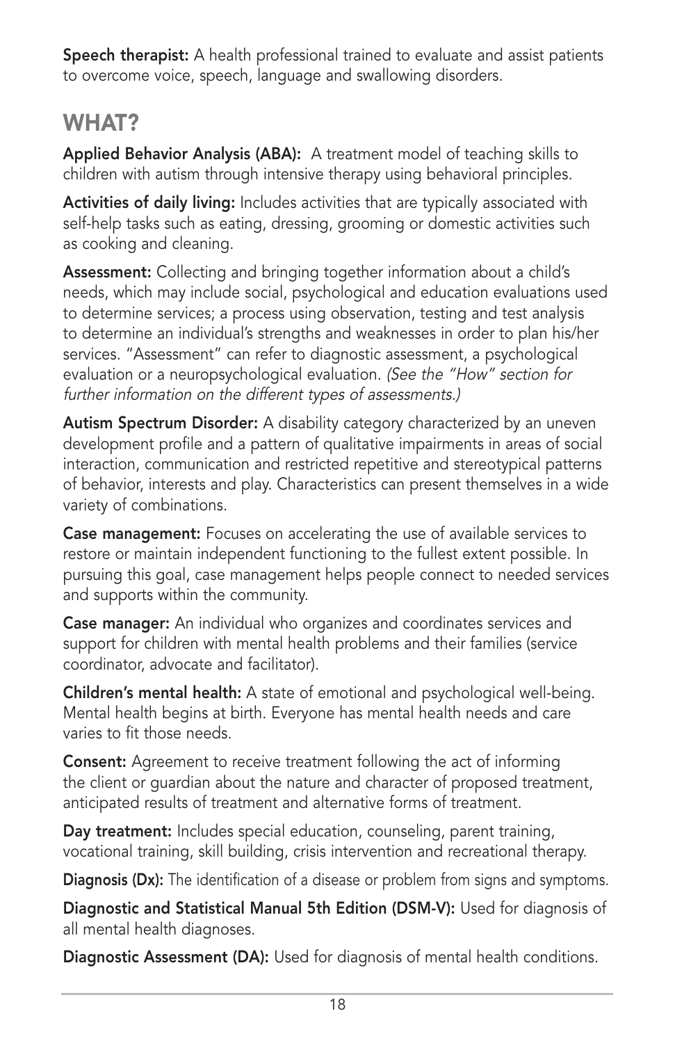**Speech therapist:** A health professional trained to evaluate and assist patients to overcome voice, speech, language and swallowing disorders.

## WHAT?

**Applied Behavior Analysis (ABA):** A treatment model of teaching skills to children with autism through intensive therapy using behavioral principles.

**Activities of daily living:** Includes activities that are typically associated with self-help tasks such as eating, dressing, grooming or domestic activities such as cooking and cleaning.

**Assessment:** Collecting and bringing together information about a child's needs, which may include social, psychological and education evaluations used to determine services; a process using observation, testing and test analysis to determine an individual's strengths and weaknesses in order to plan his/her services. "Assessment" can refer to diagnostic assessment, a psychological evaluation or a neuropsychological evaluation. *(See the "How" section for further information on the different types of assessments.)*

**Autism Spectrum Disorder:** A disability category characterized by an uneven development profile and a pattern of qualitative impairments in areas of social interaction, communication and restricted repetitive and stereotypical patterns of behavior, interests and play. Characteristics can present themselves in a wide variety of combinations.

**Case management:** Focuses on accelerating the use of available services to restore or maintain independent functioning to the fullest extent possible. In pursuing this goal, case management helps people connect to needed services and supports within the community.

**Case manager:** An individual who organizes and coordinates services and support for children with mental health problems and their families (service coordinator, advocate and facilitator).

**Children's mental health:** A state of emotional and psychological well-being. Mental health begins at birth. Everyone has mental health needs and care varies to fit those needs.

**Consent:** Agreement to receive treatment following the act of informing the client or guardian about the nature and character of proposed treatment, anticipated results of treatment and alternative forms of treatment.

**Day treatment:** Includes special education, counseling, parent training, vocational training, skill building, crisis intervention and recreational therapy.

**Diagnosis (Dx):** The identification of a disease or problem from signs and symptoms.

**Diagnostic and Statistical Manual 5th Edition (DSM-V):** Used for diagnosis of all mental health diagnoses.

**Diagnostic Assessment (DA):** Used for diagnosis of mental health conditions.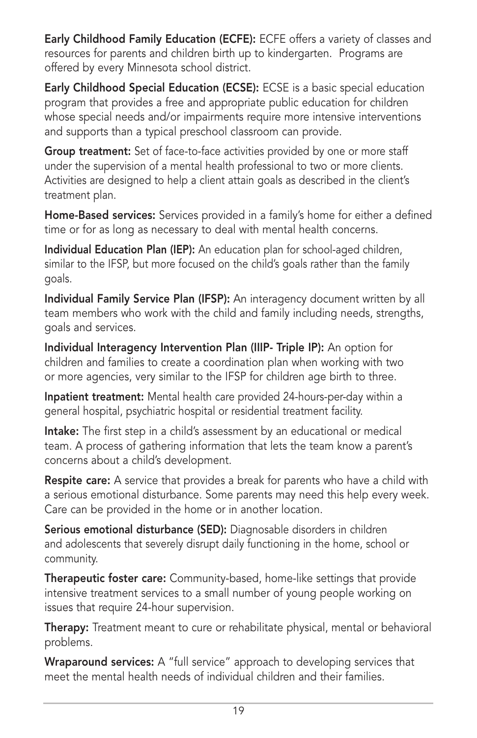**Early Childhood Family Education (ECFE):** ECFE offers a variety of classes and resources for parents and children birth up to kindergarten. Programs are offered by every Minnesota school district.

**Early Childhood Special Education (ECSE):** ECSE is a basic special education program that provides a free and appropriate public education for children whose special needs and/or impairments require more intensive interventions and supports than a typical preschool classroom can provide.

**Group treatment:** Set of face-to-face activities provided by one or more staff under the supervision of a mental health professional to two or more clients. Activities are designed to help a client attain goals as described in the client's treatment plan.

**Home-Based services:** Services provided in a family's home for either a defined time or for as long as necessary to deal with mental health concerns.

**Individual Education Plan (IEP):** An education plan for school-aged children, similar to the IFSP, but more focused on the child's goals rather than the family goals.

**Individual Family Service Plan (IFSP):** An interagency document written by all team members who work with the child and family including needs, strengths, goals and services.

**Individual Interagency Intervention Plan (IIIP- Triple IP):** An option for children and families to create a coordination plan when working with two or more agencies, very similar to the IFSP for children age birth to three.

**Inpatient treatment:** Mental health care provided 24-hours-per-day within a general hospital, psychiatric hospital or residential treatment facility.

**Intake:** The first step in a child's assessment by an educational or medical team. A process of gathering information that lets the team know a parent's concerns about a child's development.

**Respite care:** A service that provides a break for parents who have a child with a serious emotional disturbance. Some parents may need this help every week. Care can be provided in the home or in another location.

**Serious emotional disturbance (SED):** Diagnosable disorders in children and adolescents that severely disrupt daily functioning in the home, school or community.

**Therapeutic foster care:** Community-based, home-like settings that provide intensive treatment services to a small number of young people working on issues that require 24-hour supervision.

**Therapy:** Treatment meant to cure or rehabilitate physical, mental or behavioral problems.

**Wraparound services:** A "full service" approach to developing services that meet the mental health needs of individual children and their families.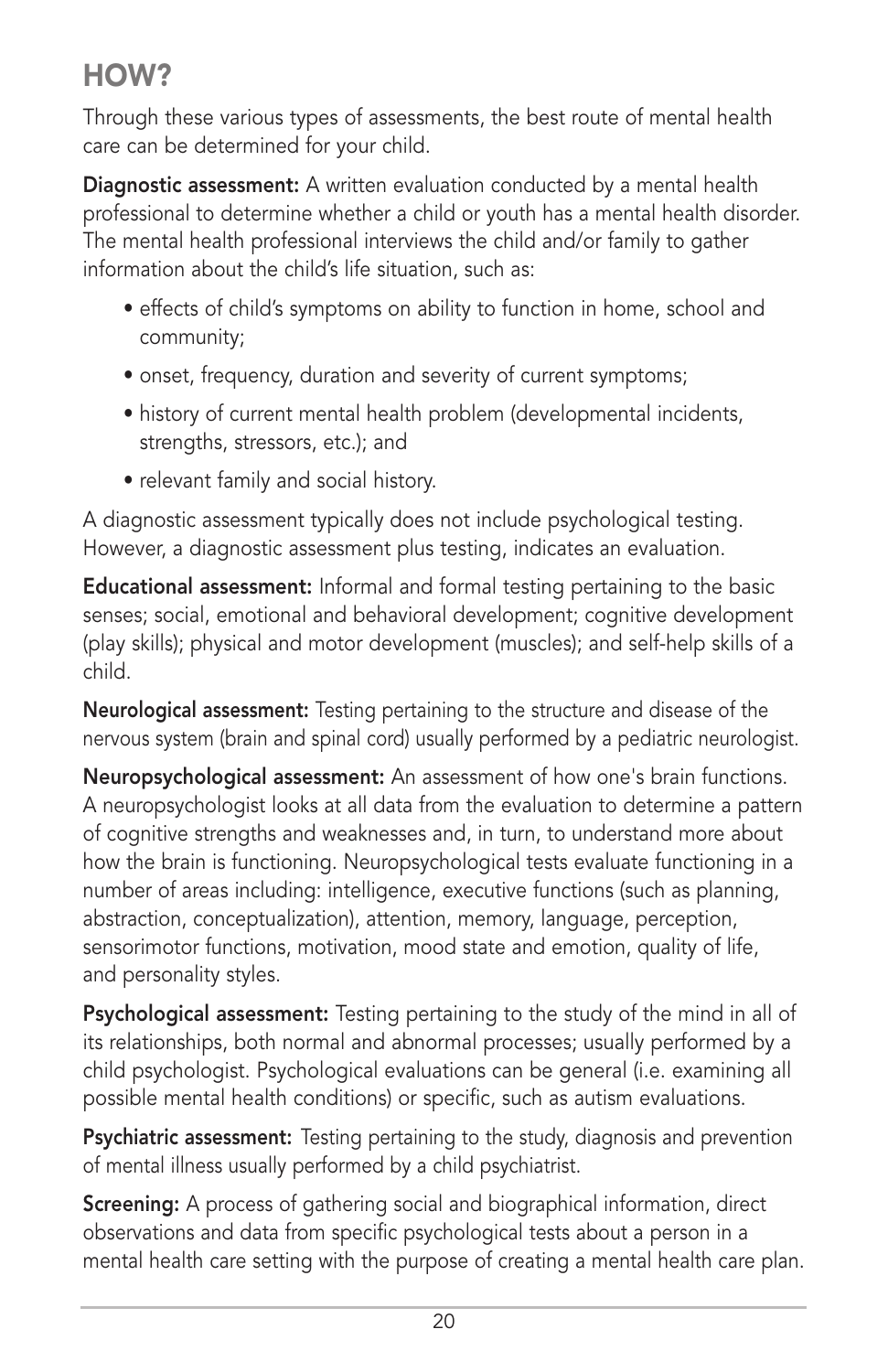## HOW?

Through these various types of assessments, the best route of mental health care can be determined for your child.

**Diagnostic assessment:** A written evaluation conducted by a mental health professional to determine whether a child or youth has a mental health disorder. The mental health professional interviews the child and/or family to gather information about the child's life situation, such as:

- effects of child's symptoms on ability to function in home, school and community;
- onset, frequency, duration and severity of current symptoms;
- history of current mental health problem (developmental incidents, strengths, stressors, etc.); and
- relevant family and social history.

A diagnostic assessment typically does not include psychological testing. However, a diagnostic assessment plus testing, indicates an evaluation.

**Educational assessment:** Informal and formal testing pertaining to the basic senses; social, emotional and behavioral development; cognitive development (play skills); physical and motor development (muscles); and self-help skills of a child.

**Neurological assessment:** Testing pertaining to the structure and disease of the nervous system (brain and spinal cord) usually performed by a pediatric neurologist.

**Neuropsychological assessment:** An assessment of how one's brain functions. A neuropsychologist looks at all data from the evaluation to determine a pattern of cognitive strengths and weaknesses and, in turn, to understand more about how the brain is functioning. Neuropsychological tests evaluate functioning in a number of areas including: intelligence, executive functions (such as planning, abstraction, conceptualization), attention, memory, language, perception, sensorimotor functions, motivation, mood state and emotion, quality of life, and personality styles.

**Psychological assessment:** Testing pertaining to the study of the mind in all of its relationships, both normal and abnormal processes; usually performed by a child psychologist. Psychological evaluations can be general (i.e. examining all possible mental health conditions) or specific, such as autism evaluations.

**Psychiatric assessment:** Testing pertaining to the study, diagnosis and prevention of mental illness usually performed by a child psychiatrist.

**Screening:** A process of gathering social and biographical information, direct observations and data from specific psychological tests about a person in a mental health care setting with the purpose of creating a mental health care plan.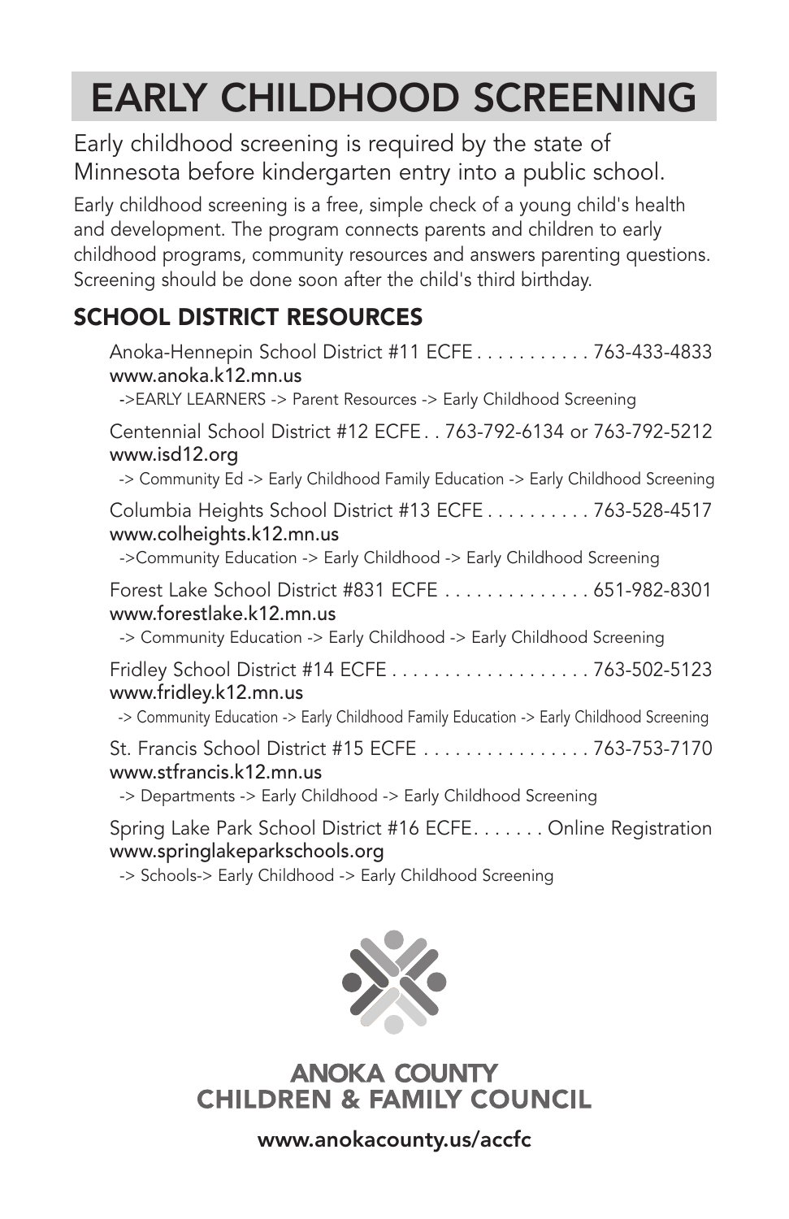# EARLY CHILDHOOD SCREENING

Early childhood screening is required by the state of Minnesota before kindergarten entry into a public school.

Early childhood screening is a free, simple check of a young child's health and development. The program connects parents and children to early childhood programs, community resources and answers parenting questions. Screening should be done soon after the child's third birthday.

## SCHOOL DISTRICT RESOURCES

Anoka-Hennepin School District #11 ECFE . . . . . . . . . . . 763-433-4833
www.anoka.k12.mn.us
->EARLY LEARNERS -> Parent Resources -> Early Childhood Screening

Centennial School District #12 ECFE . . 763-792-6134 or 763-792-5212
www.isd12.org
-> Community Ed -> Early Childhood Family Education -> Early Childhood Screening

Columbia Heights School District #13 ECFE . . . . . . . . . . 763-528-4517
www.colheights.k12.mn.us
->Community Education -> Early Childhood -> Early Childhood Screening

Forest Lake School District #831 ECFE . . . . . . . . . . . . . . 651-982-8301
www.forestlake.k12.mn.us
-> Community Education -> Early Childhood -> Early Childhood Screening

Fridley School District #14 ECFE . . . . . . . . . . . . . . . . . . . 763-502-5123
www.fridley.k12.mn.us
-> Community Education -> Early Childhood Family Education -> Early Childhood Screening

St. Francis School District #15 ECFE . . . . . . . . . . . . . . . . 763-753-7170
www.stfrancis.k12.mn.us
-> Departments -> Early Childhood -> Early Childhood Screening

Spring Lake Park School District #16 ECFE. . . . . . . Online Registration
www.springlakeparkschools.org
-> Schools-> Early Childhood -> Early Childhood Screening

ANOKA COUNTY
CHILDREN & FAMILY COUNCIL

www.anokacounty.us/accfc